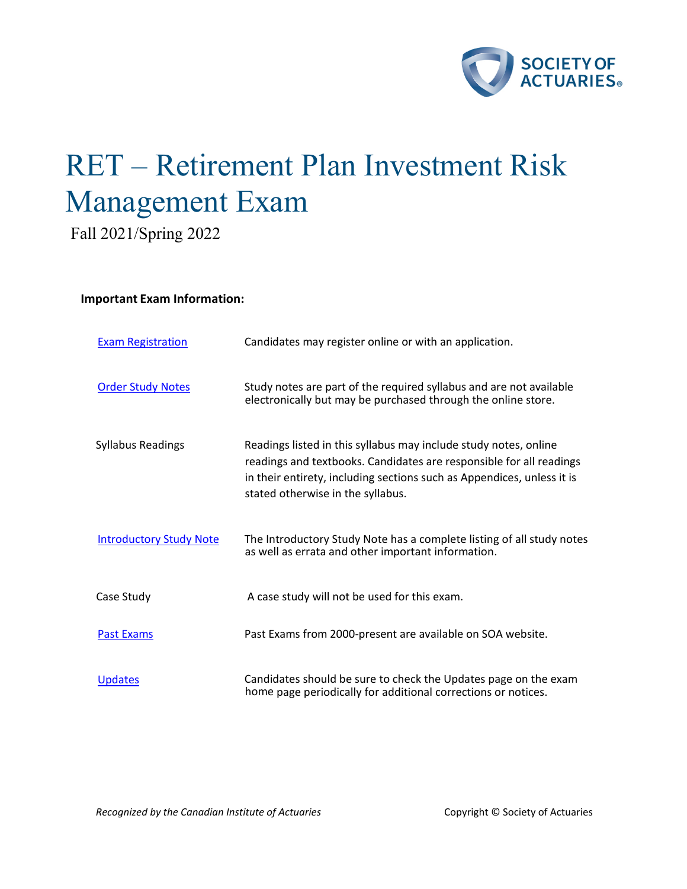# RET – Retirement Plan Investment Risk Management Exam

Fall 2021/Spring 2022

**Important Exam Information:**

| | |
|---|---|
| Exam Registration | Candidates may register online or with an application. |
| Order Study Notes | Study notes are part of the required syllabus and are not available electronically but may be purchased through the online store. |
| Syllabus Readings | Readings listed in this syllabus may include study notes, online readings and textbooks. Candidates are responsible for all readings in their entirety, including sections such as Appendices, unless it is stated otherwise in the syllabus. |
| Introductory Study Note | The Introductory Study Note has a complete listing of all study notes as well as errata and other important information. |
| Case Study | A case study will not be used for this exam. |
| Past Exams | Past Exams from 2000-present are available on SOA website. |
| Updates | Candidates should be sure to check the Updates page on the exam home page periodically for additional corrections or notices. |

*Recognized by the Canadian Institute of Actuaries*

Copyright © Society of Actuaries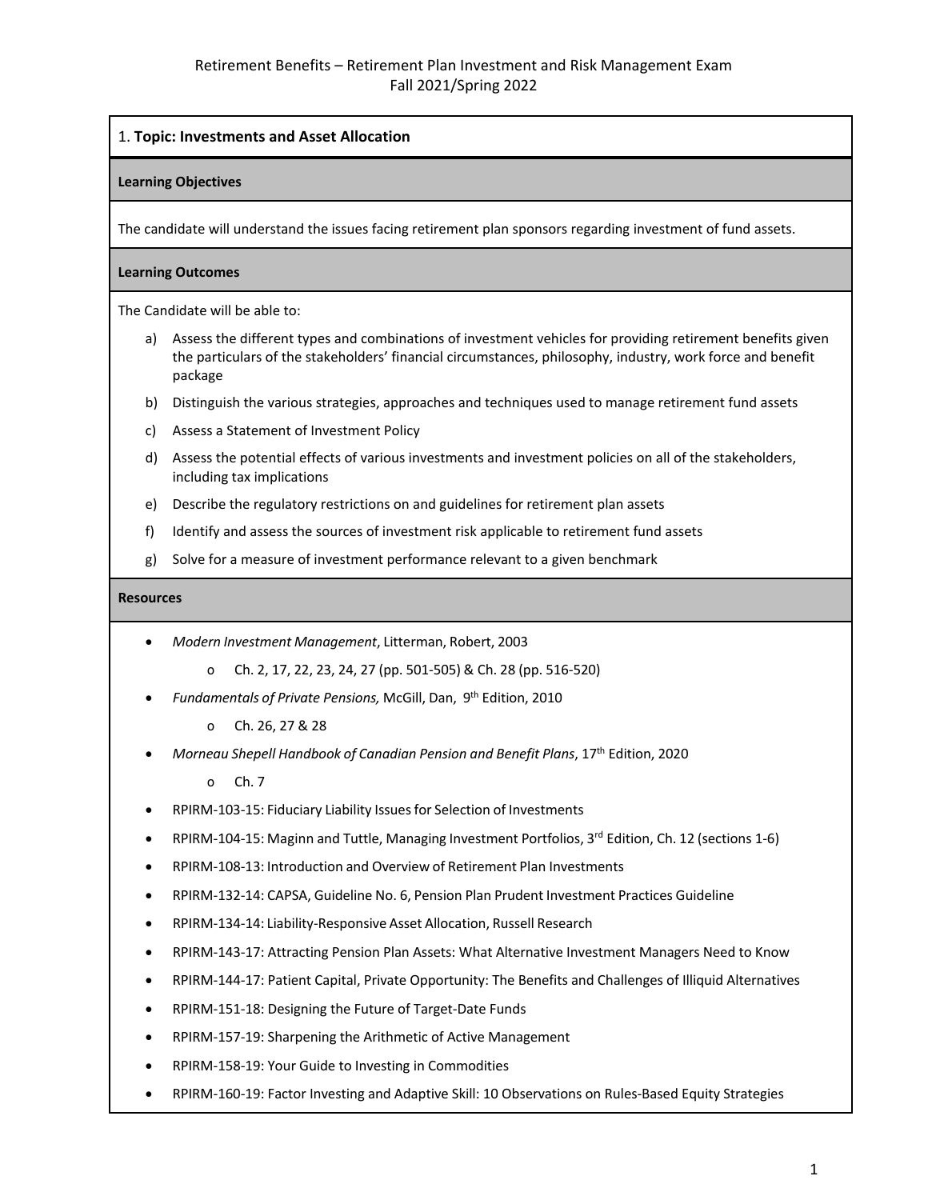Retirement Benefits – Retirement Plan Investment and Risk Management Exam
Fall 2021/Spring 2022

## 1. Topic: Investments and Asset Allocation

**Learning Objectives**

The candidate will understand the issues facing retirement plan sponsors regarding investment of fund assets.

**Learning Outcomes**

The Candidate will be able to:

a) Assess the different types and combinations of investment vehicles for providing retirement benefits given the particulars of the stakeholders' financial circumstances, philosophy, industry, work force and benefit package

b) Distinguish the various strategies, approaches and techniques used to manage retirement fund assets

c) Assess a Statement of Investment Policy

d) Assess the potential effects of various investments and investment policies on all of the stakeholders, including tax implications

e) Describe the regulatory restrictions on and guidelines for retirement plan assets

f) Identify and assess the sources of investment risk applicable to retirement fund assets

g) Solve for a measure of investment performance relevant to a given benchmark

**Resources**

- *Modern Investment Management*, Litterman, Robert, 2003
  - Ch. 2, 17, 22, 23, 24, 27 (pp. 501-505) & Ch. 28 (pp. 516-520)
- *Fundamentals of Private Pensions,* McGill, Dan, 9th Edition, 2010
  - Ch. 26, 27 & 28
- *Morneau Shepell Handbook of Canadian Pension and Benefit Plans*, 17th Edition, 2020
  - Ch. 7
- RPIRM-103-15: Fiduciary Liability Issues for Selection of Investments
- RPIRM-104-15: Maginn and Tuttle, Managing Investment Portfolios, 3rd Edition, Ch. 12 (sections 1-6)
- RPIRM-108-13: Introduction and Overview of Retirement Plan Investments
- RPIRM-132-14: CAPSA, Guideline No. 6, Pension Plan Prudent Investment Practices Guideline
- RPIRM-134-14: Liability-Responsive Asset Allocation, Russell Research
- RPIRM-143-17: Attracting Pension Plan Assets: What Alternative Investment Managers Need to Know
- RPIRM-144-17: Patient Capital, Private Opportunity: The Benefits and Challenges of Illiquid Alternatives
- RPIRM-151-18: Designing the Future of Target-Date Funds
- RPIRM-157-19: Sharpening the Arithmetic of Active Management
- RPIRM-158-19: Your Guide to Investing in Commodities
- RPIRM-160-19: Factor Investing and Adaptive Skill: 10 Observations on Rules-Based Equity Strategies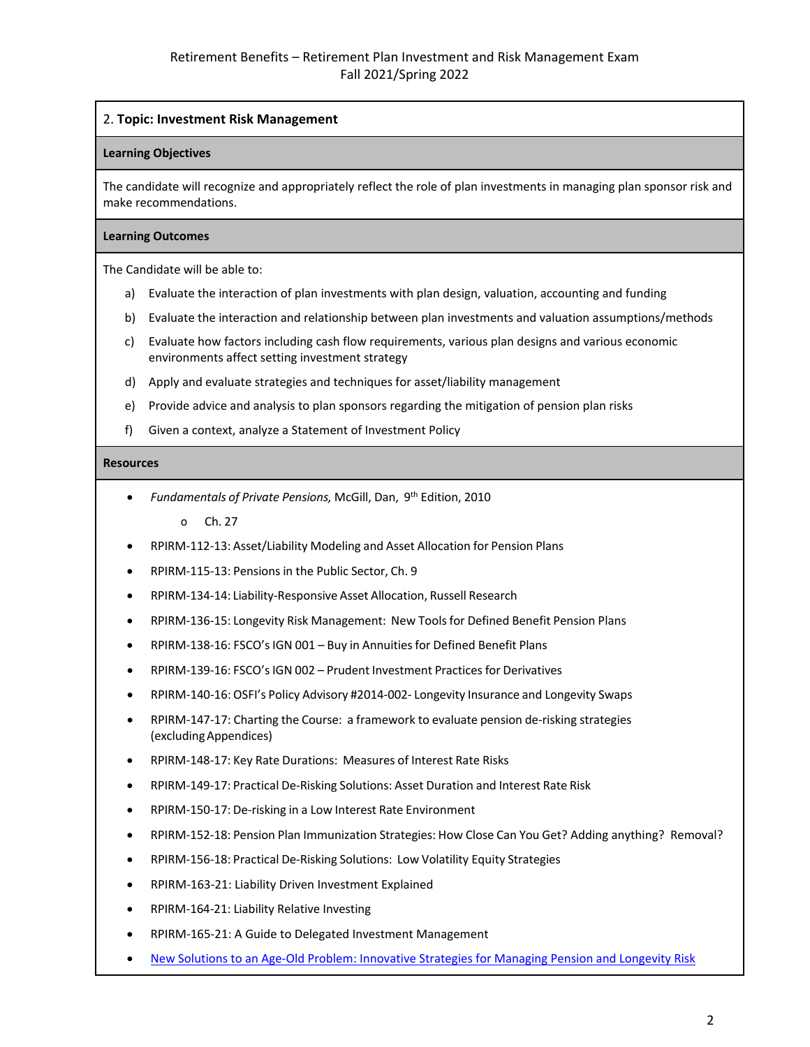2. **Topic: Investment Risk Management**

**Learning Objectives**

The candidate will recognize and appropriately reflect the role of plan investments in managing plan sponsor risk and make recommendations.

**Learning Outcomes**

The Candidate will be able to:

a) Evaluate the interaction of plan investments with plan design, valuation, accounting and funding
b) Evaluate the interaction and relationship between plan investments and valuation assumptions/methods
c) Evaluate how factors including cash flow requirements, various plan designs and various economic environments affect setting investment strategy
d) Apply and evaluate strategies and techniques for asset/liability management
e) Provide advice and analysis to plan sponsors regarding the mitigation of pension plan risks
f) Given a context, analyze a Statement of Investment Policy

**Resources**

- *Fundamentals of Private Pensions,* McGill, Dan, 9th Edition, 2010
  - Ch. 27
- RPIRM-112-13: Asset/Liability Modeling and Asset Allocation for Pension Plans
- RPIRM-115-13: Pensions in the Public Sector, Ch. 9
- RPIRM-134-14: Liability-Responsive Asset Allocation, Russell Research
- RPIRM-136-15: Longevity Risk Management: New Tools for Defined Benefit Pension Plans
- RPIRM-138-16: FSCO's IGN 001 – Buy in Annuities for Defined Benefit Plans
- RPIRM-139-16: FSCO's IGN 002 – Prudent Investment Practices for Derivatives
- RPIRM-140-16: OSFI's Policy Advisory #2014-002- Longevity Insurance and Longevity Swaps
- RPIRM-147-17: Charting the Course: a framework to evaluate pension de-risking strategies (excluding Appendices)
- RPIRM-148-17: Key Rate Durations: Measures of Interest Rate Risks
- RPIRM-149-17: Practical De-Risking Solutions: Asset Duration and Interest Rate Risk
- RPIRM-150-17: De-risking in a Low Interest Rate Environment
- RPIRM-152-18: Pension Plan Immunization Strategies: How Close Can You Get? Adding anything? Removal?
- RPIRM-156-18: Practical De-Risking Solutions: Low Volatility Equity Strategies
- RPIRM-163-21: Liability Driven Investment Explained
- RPIRM-164-21: Liability Relative Investing
- RPIRM-165-21: A Guide to Delegated Investment Management
- New Solutions to an Age-Old Problem: Innovative Strategies for Managing Pension and Longevity Risk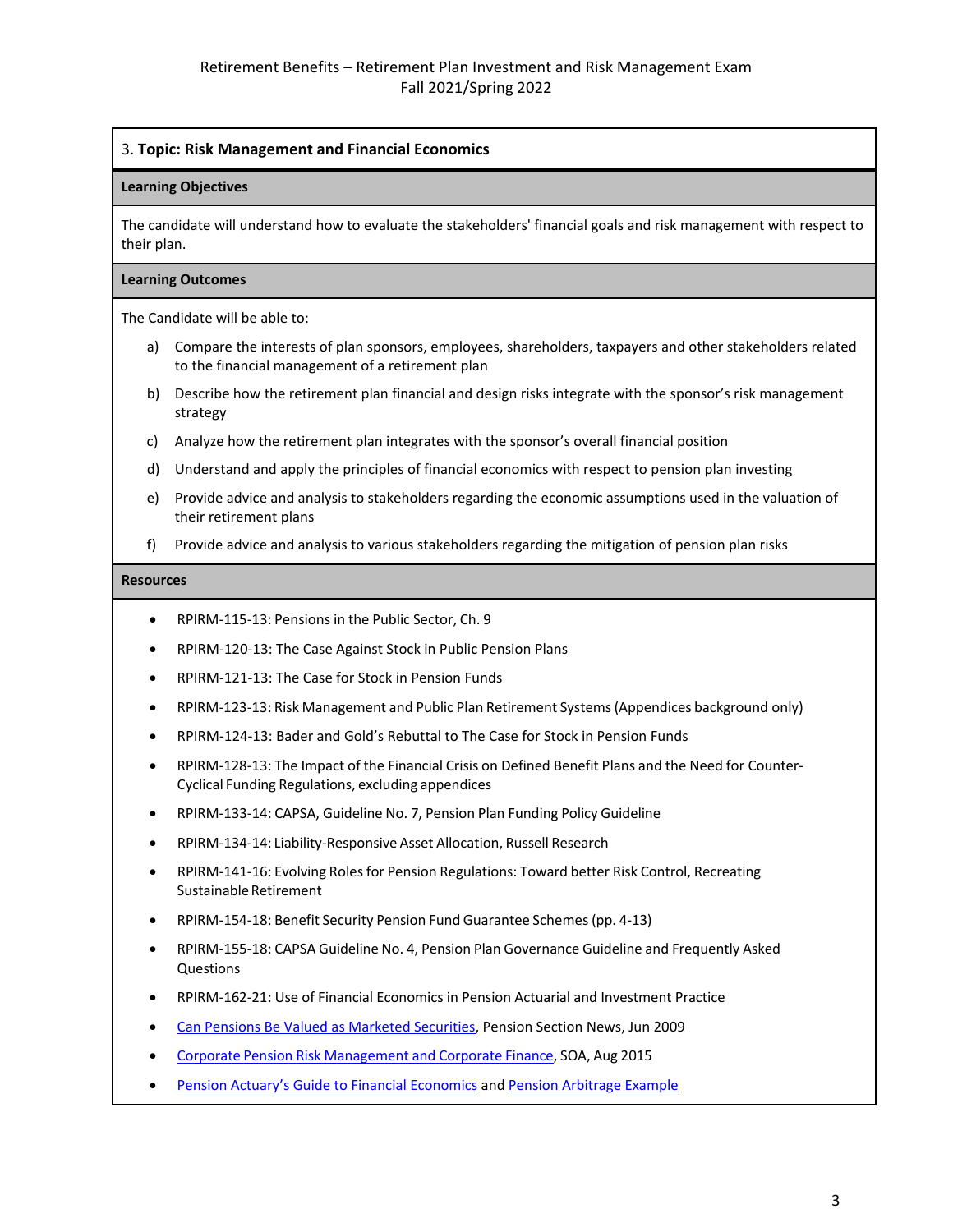Retirement Benefits – Retirement Plan Investment and Risk Management Exam
Fall 2021/Spring 2022

## 3. Topic: Risk Management and Financial Economics

### Learning Objectives

The candidate will understand how to evaluate the stakeholders' financial goals and risk management with respect to their plan.

### Learning Outcomes

The Candidate will be able to:

a) Compare the interests of plan sponsors, employees, shareholders, taxpayers and other stakeholders related to the financial management of a retirement plan

b) Describe how the retirement plan financial and design risks integrate with the sponsor's risk management strategy

c) Analyze how the retirement plan integrates with the sponsor's overall financial position

d) Understand and apply the principles of financial economics with respect to pension plan investing

e) Provide advice and analysis to stakeholders regarding the economic assumptions used in the valuation of their retirement plans

f) Provide advice and analysis to various stakeholders regarding the mitigation of pension plan risks

### Resources

- RPIRM-115-13: Pensions in the Public Sector, Ch. 9
- RPIRM-120-13: The Case Against Stock in Public Pension Plans
- RPIRM-121-13: The Case for Stock in Pension Funds
- RPIRM-123-13: Risk Management and Public Plan Retirement Systems (Appendices background only)
- RPIRM-124-13: Bader and Gold's Rebuttal to The Case for Stock in Pension Funds
- RPIRM-128-13: The Impact of the Financial Crisis on Defined Benefit Plans and the Need for Counter-Cyclical Funding Regulations, excluding appendices
- RPIRM-133-14: CAPSA, Guideline No. 7, Pension Plan Funding Policy Guideline
- RPIRM-134-14: Liability-Responsive Asset Allocation, Russell Research
- RPIRM-141-16: Evolving Roles for Pension Regulations: Toward better Risk Control, Recreating Sustainable Retirement
- RPIRM-154-18: Benefit Security Pension Fund Guarantee Schemes (pp. 4-13)
- RPIRM-155-18: CAPSA Guideline No. 4, Pension Plan Governance Guideline and Frequently Asked Questions
- RPIRM-162-21: Use of Financial Economics in Pension Actuarial and Investment Practice
- Can Pensions Be Valued as Marketed Securities, Pension Section News, Jun 2009
- Corporate Pension Risk Management and Corporate Finance, SOA, Aug 2015
- Pension Actuary's Guide to Financial Economics and Pension Arbitrage Example